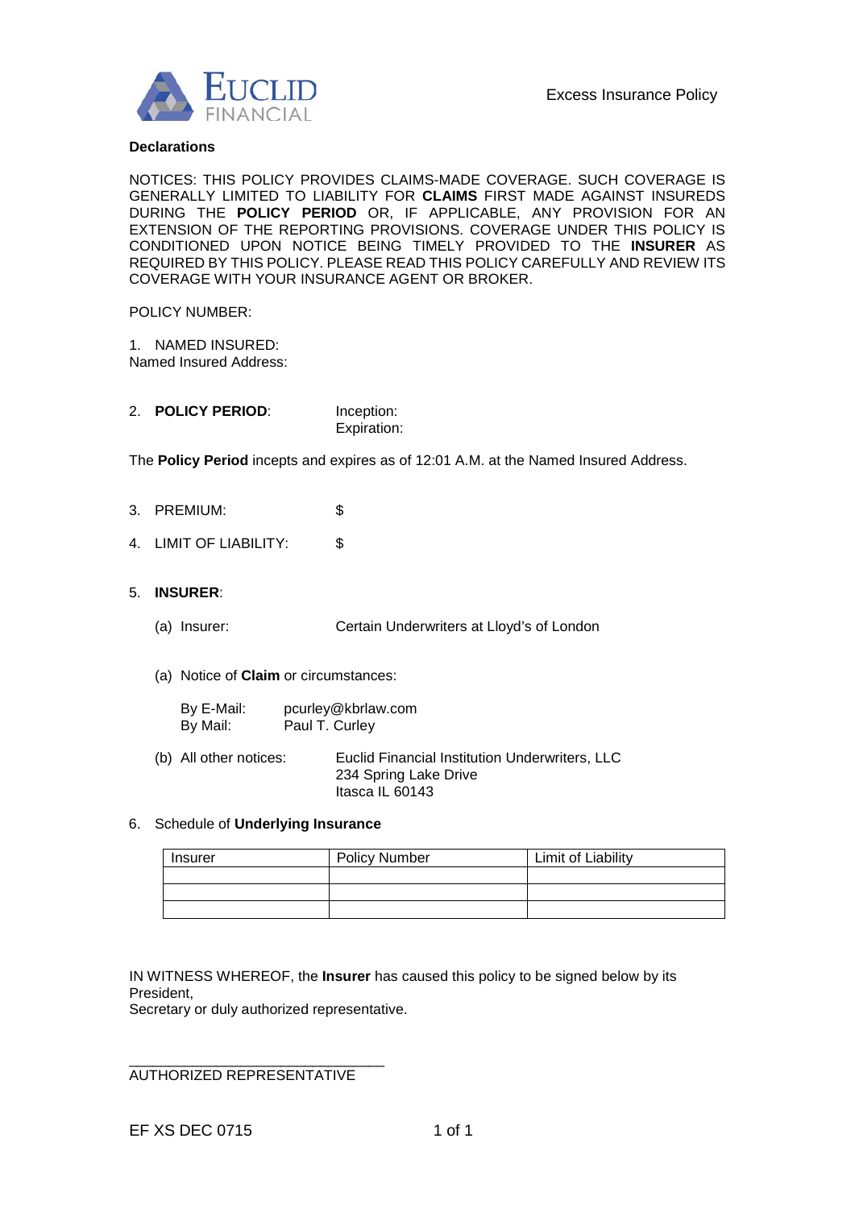EUCLID FINANCIAL

Excess Insurance Policy

**Declarations**

NOTICES: THIS POLICY PROVIDES CLAIMS-MADE COVERAGE. SUCH COVERAGE IS GENERALLY LIMITED TO LIABILITY FOR **CLAIMS** FIRST MADE AGAINST INSUREDS DURING THE **POLICY PERIOD** OR, IF APPLICABLE, ANY PROVISION FOR AN EXTENSION OF THE REPORTING PROVISIONS. COVERAGE UNDER THIS POLICY IS CONDITIONED UPON NOTICE BEING TIMELY PROVIDED TO THE **INSURER** AS REQUIRED BY THIS POLICY. PLEASE READ THIS POLICY CAREFULLY AND REVIEW ITS COVERAGE WITH YOUR INSURANCE AGENT OR BROKER.

POLICY NUMBER:

1. NAMED INSURED:
Named Insured Address:

2. **POLICY PERIOD**: Inception:
Expiration:

The **Policy Period** incepts and expires as of 12:01 A.M. at the Named Insured Address.

3. PREMIUM: $

4. LIMIT OF LIABILITY: $

5. **INSURER**:

   (a) Insurer: Certain Underwriters at Lloyd's of London

   (a) Notice of **Claim** or circumstances:

   By E-Mail: pcurley@kbrlaw.com
   By Mail: Paul T. Curley

   (b) All other notices: Euclid Financial Institution Underwriters, LLC
   234 Spring Lake Drive
   Itasca IL 60143

6. Schedule of **Underlying Insurance**

| Insurer | Policy Number | Limit of Liability |
|---|---|---|
| | | |
| | | |
| | | |

IN WITNESS WHEREOF, the **Insurer** has caused this policy to be signed below by its President,
Secretary or duly authorized representative.

_______________________________
AUTHORIZED REPRESENTATIVE

EF XS DEC 0715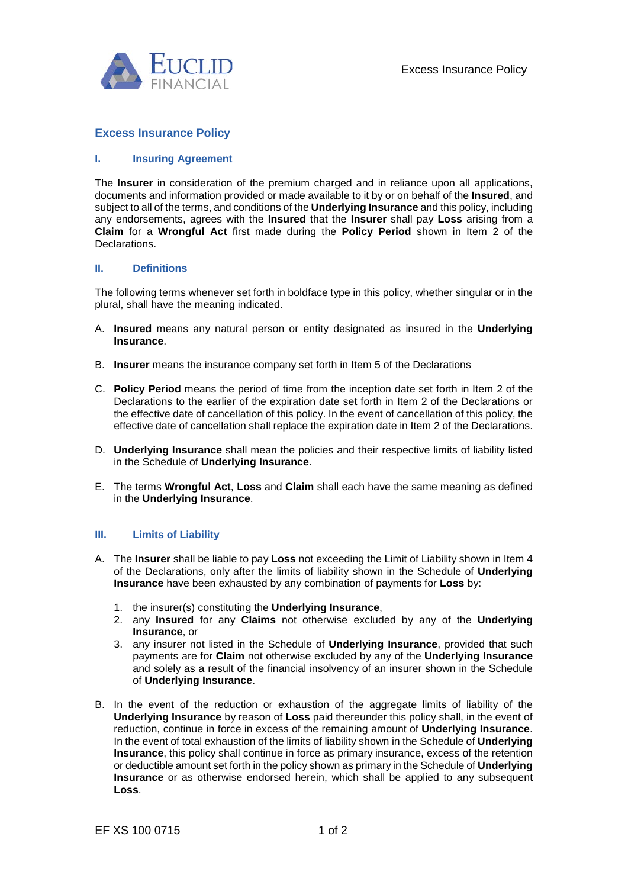# Excess Insurance Policy

## I. Insuring Agreement

The **Insurer** in consideration of the premium charged and in reliance upon all applications, documents and information provided or made available to it by or on behalf of the **Insured**, and subject to all of the terms, and conditions of the **Underlying Insurance** and this policy, including any endorsements, agrees with the **Insured** that the **Insurer** shall pay **Loss** arising from a **Claim** for a **Wrongful Act** first made during the **Policy Period** shown in Item 2 of the Declarations.

## II. Definitions

The following terms whenever set forth in boldface type in this policy, whether singular or in the plural, shall have the meaning indicated.

A. **Insured** means any natural person or entity designated as insured in the **Underlying Insurance**.

B. **Insurer** means the insurance company set forth in Item 5 of the Declarations

C. **Policy Period** means the period of time from the inception date set forth in Item 2 of the Declarations to the earlier of the expiration date set forth in Item 2 of the Declarations or the effective date of cancellation of this policy. In the event of cancellation of this policy, the effective date of cancellation shall replace the expiration date in Item 2 of the Declarations.

D. **Underlying Insurance** shall mean the policies and their respective limits of liability listed in the Schedule of **Underlying Insurance**.

E. The terms **Wrongful Act**, **Loss** and **Claim** shall each have the same meaning as defined in the **Underlying Insurance**.

## III. Limits of Liability

A. The **Insurer** shall be liable to pay **Loss** not exceeding the Limit of Liability shown in Item 4 of the Declarations, only after the limits of liability shown in the Schedule of **Underlying Insurance** have been exhausted by any combination of payments for **Loss** by:

1. the insurer(s) constituting the **Underlying Insurance**,
2. any **Insured** for any **Claims** not otherwise excluded by any of the **Underlying Insurance**, or
3. any insurer not listed in the Schedule of **Underlying Insurance**, provided that such payments are for **Claim** not otherwise excluded by any of the **Underlying Insurance** and solely as a result of the financial insolvency of an insurer shown in the Schedule of **Underlying Insurance**.

B. In the event of the reduction or exhaustion of the aggregate limits of liability of the **Underlying Insurance** by reason of **Loss** paid thereunder this policy shall, in the event of reduction, continue in force in excess of the remaining amount of **Underlying Insurance**. In the event of total exhaustion of the limits of liability shown in the Schedule of **Underlying Insurance**, this policy shall continue in force as primary insurance, excess of the retention or deductible amount set forth in the policy shown as primary in the Schedule of **Underlying Insurance** or as otherwise endorsed herein, which shall be applied to any subsequent **Loss**.

EF XS 100 0715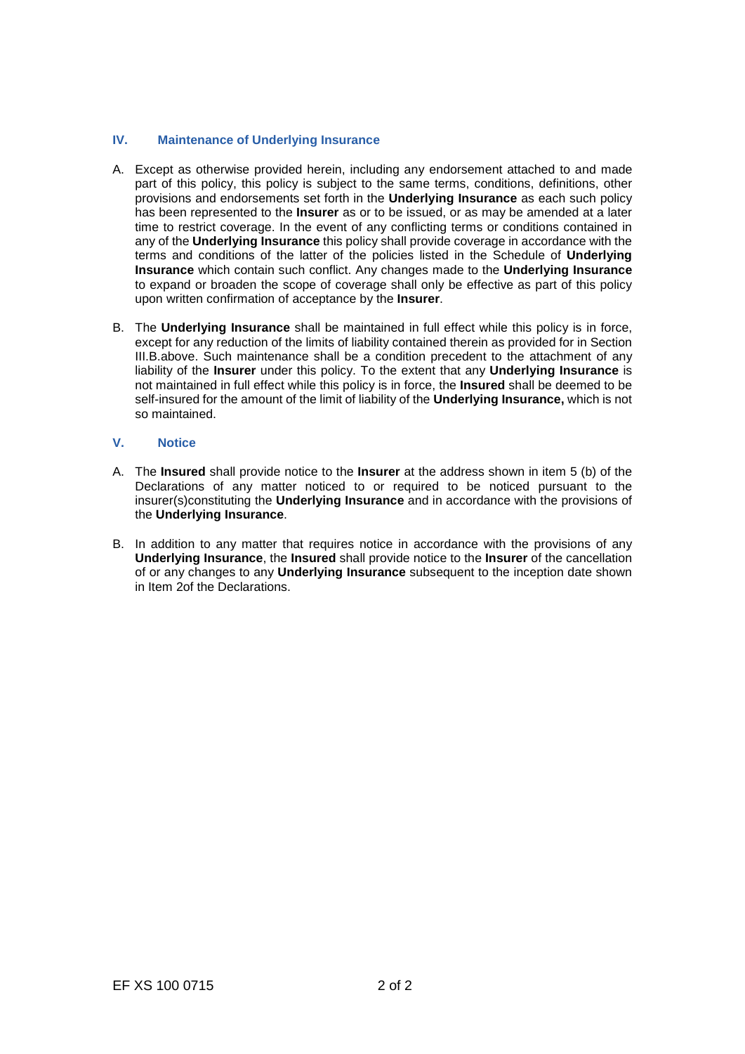## IV. Maintenance of Underlying Insurance

A. Except as otherwise provided herein, including any endorsement attached to and made part of this policy, this policy is subject to the same terms, conditions, definitions, other provisions and endorsements set forth in the **Underlying Insurance** as each such policy has been represented to the **Insurer** as or to be issued, or as may be amended at a later time to restrict coverage. In the event of any conflicting terms or conditions contained in any of the **Underlying Insurance** this policy shall provide coverage in accordance with the terms and conditions of the latter of the policies listed in the Schedule of **Underlying Insurance** which contain such conflict. Any changes made to the **Underlying Insurance** to expand or broaden the scope of coverage shall only be effective as part of this policy upon written confirmation of acceptance by the **Insurer**.

B. The **Underlying Insurance** shall be maintained in full effect while this policy is in force, except for any reduction of the limits of liability contained therein as provided for in Section III.B.above. Such maintenance shall be a condition precedent to the attachment of any liability of the **Insurer** under this policy. To the extent that any **Underlying Insurance** is not maintained in full effect while this policy is in force, the **Insured** shall be deemed to be self-insured for the amount of the limit of liability of the **Underlying Insurance,** which is not so maintained.

## V. Notice

A. The **Insured** shall provide notice to the **Insurer** at the address shown in item 5 (b) of the Declarations of any matter noticed to or required to be noticed pursuant to the insurer(s)constituting the **Underlying Insurance** and in accordance with the provisions of the **Underlying Insurance**.

B. In addition to any matter that requires notice in accordance with the provisions of any **Underlying Insurance**, the **Insured** shall provide notice to the **Insurer** of the cancellation of or any changes to any **Underlying Insurance** subsequent to the inception date shown in Item 2of the Declarations.

EF XS 100 0715